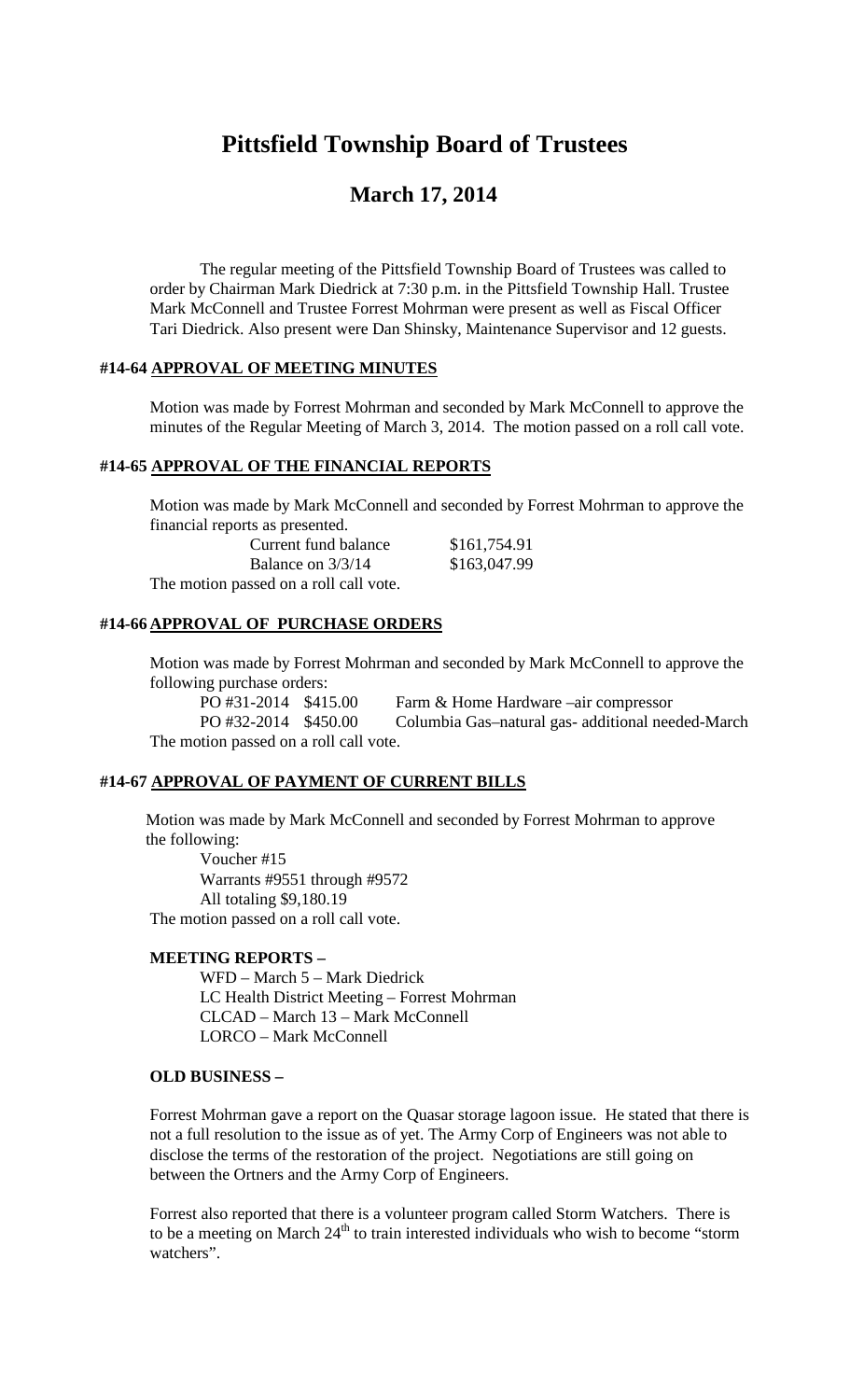# Pittsfield Township Board of Trustees

## March 17, 2014

The regular meeting of the Pittsfield Township Board of Trustees was called to order by Chairman Mark Diedrick at 7:30 p.m. in the Pittsfield Township Hall. Trustee Mark McConnell and Trustee Forrest Mohrman were present as well as Fiscal Officer Tari Diedrick. Also present were Dan Shinsky, Maintenance Supervisor and 12 guests.

### #14-64 <u>APPROVAL OF MEETING MINUTES</u>

Motion was made by Forrest Mohrman and seconded by Mark McConnell to approve the minutes of the Regular Meeting of March 3, 2014. The motion passed on a roll call vote.

### #14-65 <u>APPROVAL OF THE FINANCIAL REPORTS</u>

Motion was made by Mark McConnell and seconded by Forrest Mohrman to approve the financial reports as presented.

| | |
|---|---|
| Current fund balance | $161,754.91 |
| Balance on 3/3/14 | $163,047.99 |

The motion passed on a roll call vote.

### #14-66 <u>APPROVAL OF PURCHASE ORDERS</u>

Motion was made by Forrest Mohrman and seconded by Mark McConnell to approve the following purchase orders:

| | | |
|---|---|---|
| PO #31-2014 | $415.00 | Farm & Home Hardware –air compressor |
| PO #32-2014 | $450.00 | Columbia Gas–natural gas- additional needed-March |

The motion passed on a roll call vote.

### #14-67 <u>APPROVAL OF PAYMENT OF CURRENT BILLS</u>

Motion was made by Mark McConnell and seconded by Forrest Mohrman to approve the following:

Voucher #15
Warrants #9551 through #9572
All totaling $9,180.19

The motion passed on a roll call vote.

### MEETING REPORTS –

WFD – March 5 – Mark Diedrick
LC Health District Meeting – Forrest Mohrman
CLCAD – March 13 – Mark McConnell
LORCO – Mark McConnell

### OLD BUSINESS –

Forrest Mohrman gave a report on the Quasar storage lagoon issue. He stated that there is not a full resolution to the issue as of yet. The Army Corp of Engineers was not able to disclose the terms of the restoration of the project. Negotiations are still going on between the Ortners and the Army Corp of Engineers.

Forrest also reported that there is a volunteer program called Storm Watchers. There is to be a meeting on March 24th to train interested individuals who wish to become "storm watchers".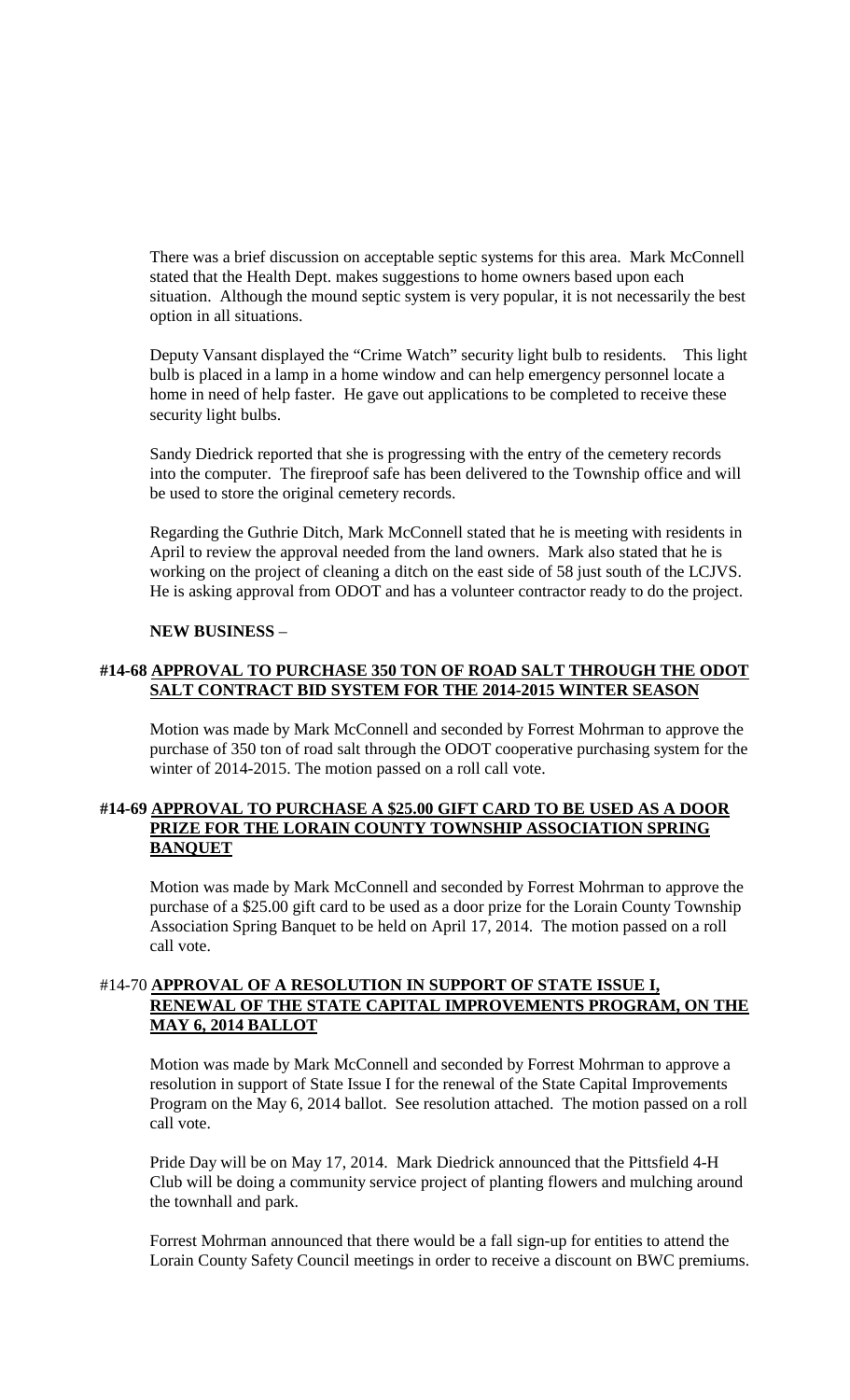There was a brief discussion on acceptable septic systems for this area. Mark McConnell stated that the Health Dept. makes suggestions to home owners based upon each situation. Although the mound septic system is very popular, it is not necessarily the best option in all situations.

Deputy Vansant displayed the "Crime Watch" security light bulb to residents. This light bulb is placed in a lamp in a home window and can help emergency personnel locate a home in need of help faster. He gave out applications to be completed to receive these security light bulbs.

Sandy Diedrick reported that she is progressing with the entry of the cemetery records into the computer. The fireproof safe has been delivered to the Township office and will be used to store the original cemetery records.

Regarding the Guthrie Ditch, Mark McConnell stated that he is meeting with residents in April to review the approval needed from the land owners. Mark also stated that he is working on the project of cleaning a ditch on the east side of 58 just south of the LCJVS. He is asking approval from ODOT and has a volunteer contractor ready to do the project.

**NEW BUSINESS** –

**#14-68 <u>APPROVAL TO PURCHASE 350 TON OF ROAD SALT THROUGH THE ODOT SALT CONTRACT BID SYSTEM FOR THE 2014-2015 WINTER SEASON</u>**

Motion was made by Mark McConnell and seconded by Forrest Mohrman to approve the purchase of 350 ton of road salt through the ODOT cooperative purchasing system for the winter of 2014-2015. The motion passed on a roll call vote.

**#14-69 <u>APPROVAL TO PURCHASE A $25.00 GIFT CARD TO BE USED AS A DOOR PRIZE FOR THE LORAIN COUNTY TOWNSHIP ASSOCIATION SPRING BANQUET</u>**

Motion was made by Mark McConnell and seconded by Forrest Mohrman to approve the purchase of a $25.00 gift card to be used as a door prize for the Lorain County Township Association Spring Banquet to be held on April 17, 2014. The motion passed on a roll call vote.

#14-70 **<u>APPROVAL OF A RESOLUTION IN SUPPORT OF STATE ISSUE I, RENEWAL OF THE STATE CAPITAL IMPROVEMENTS PROGRAM, ON THE MAY 6, 2014 BALLOT</u>**

Motion was made by Mark McConnell and seconded by Forrest Mohrman to approve a resolution in support of State Issue I for the renewal of the State Capital Improvements Program on the May 6, 2014 ballot. See resolution attached. The motion passed on a roll call vote.

Pride Day will be on May 17, 2014. Mark Diedrick announced that the Pittsfield 4-H Club will be doing a community service project of planting flowers and mulching around the townhall and park.

Forrest Mohrman announced that there would be a fall sign-up for entities to attend the Lorain County Safety Council meetings in order to receive a discount on BWC premiums.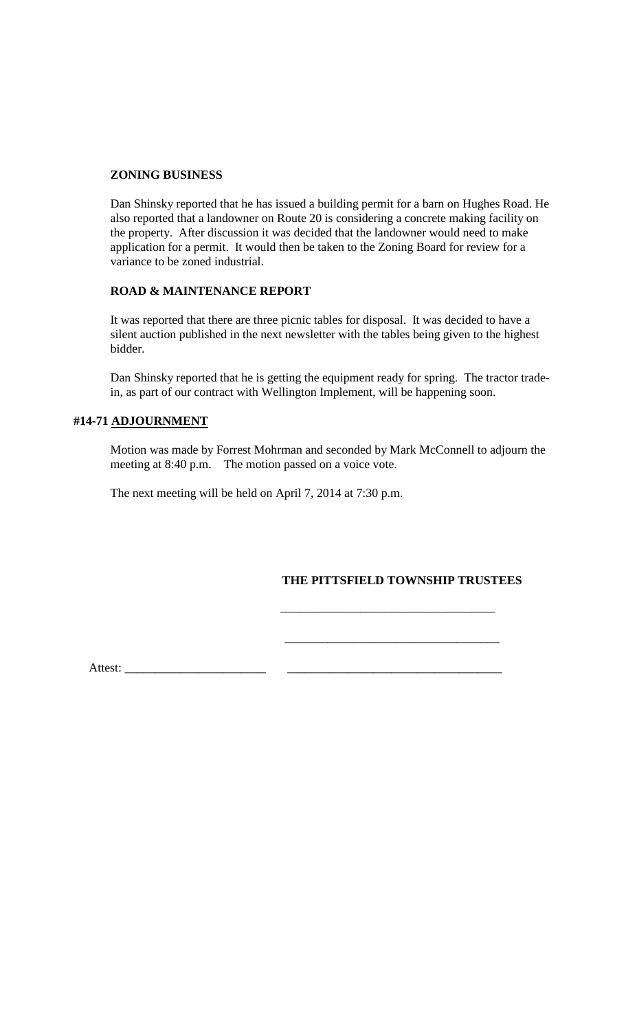**ZONING BUSINESS**

Dan Shinsky reported that he has issued a building permit for a barn on Hughes Road. He also reported that a landowner on Route 20 is considering a concrete making facility on the property. After discussion it was decided that the landowner would need to make application for a permit. It would then be taken to the Zoning Board for review for a variance to be zoned industrial.

**ROAD & MAINTENANCE REPORT**

It was reported that there are three picnic tables for disposal. It was decided to have a silent auction published in the next newsletter with the tables being given to the highest bidder.

Dan Shinsky reported that he is getting the equipment ready for spring. The tractor trade-in, as part of our contract with Wellington Implement, will be happening soon.

**#14-71 ADJOURNMENT**

Motion was made by Forrest Mohrman and seconded by Mark McConnell to adjourn the meeting at 8:40 p.m. The motion passed on a voice vote.

The next meeting will be held on April 7, 2014 at 7:30 p.m.

**THE PITTSFIELD TOWNSHIP TRUSTEES**

___________________________________

___________________________________

Attest: _______________________ ___________________________________